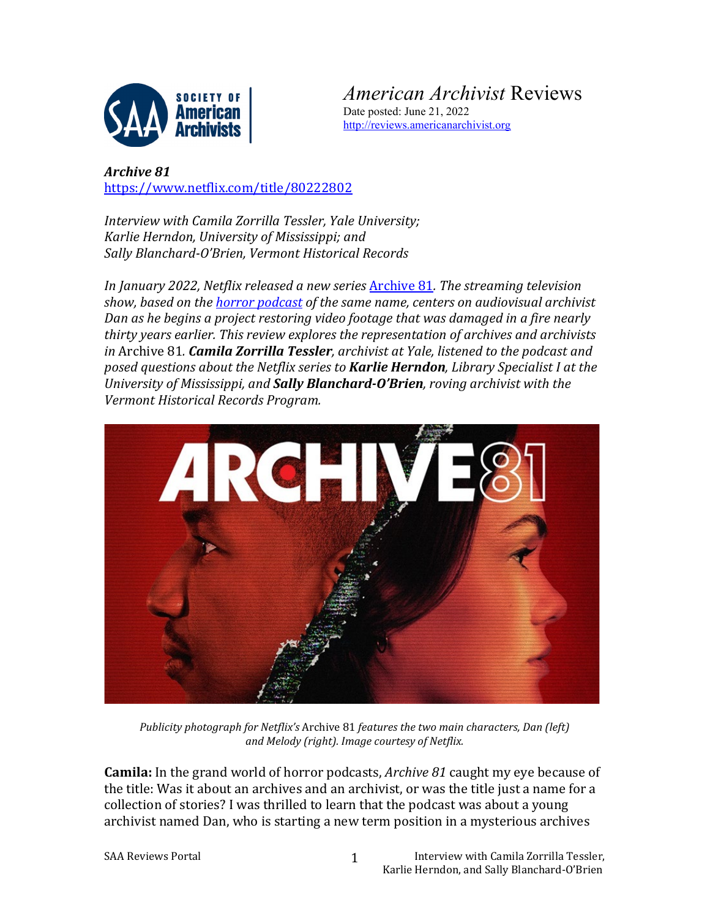*American Archivist* Reviews
Date posted: June 21, 2022
http://reviews.americanarchivist.org

***Archive 81***
https://www.netflix.com/title/80222802

*Interview with Camila Zorrilla Tessler, Yale University;*
*Karlie Herndon, University of Mississippi; and*
*Sally Blanchard-O'Brien, Vermont Historical Records*

*In January 2022, Netflix released a new series [Archive 81](https://www.netflix.com/title/80222802). The streaming television show, based on the [horror podcast](#) of the same name, centers on audiovisual archivist Dan as he begins a project restoring video footage that was damaged in a fire nearly thirty years earlier. This review explores the representation of archives and archivists in* Archive 81*.* ***Camila Zorrilla Tessler****, archivist at Yale, listened to the podcast and posed questions about the Netflix series to* ***Karlie Herndon****, Library Specialist I at the University of Mississippi, and* ***Sally Blanchard-O'Brien****, roving archivist with the Vermont Historical Records Program.*

*Publicity photograph for Netflix's* Archive 81 *features the two main characters, Dan (left) and Melody (right). Image courtesy of Netflix.*

**Camila:** In the grand world of horror podcasts, *Archive 81* caught my eye because of the title: Was it about an archives and an archivist, or was the title just a name for a collection of stories? I was thrilled to learn that the podcast was about a young archivist named Dan, who is starting a new term position in a mysterious archives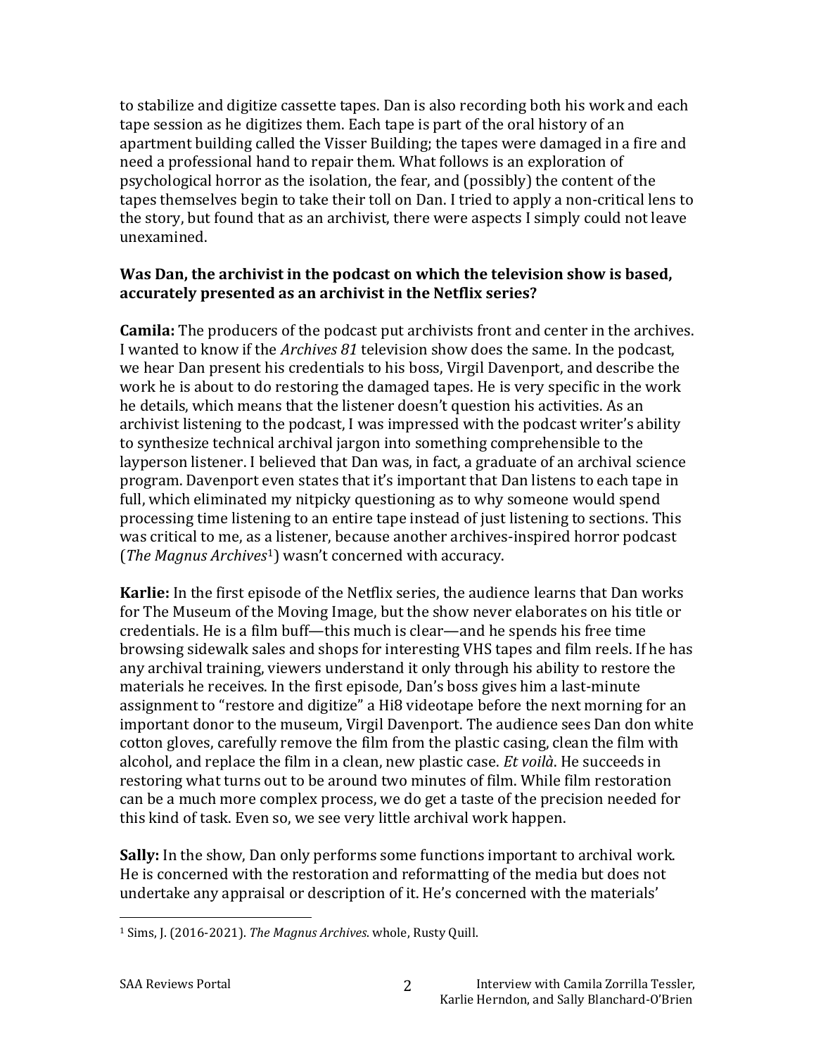to stabilize and digitize cassette tapes. Dan is also recording both his work and each tape session as he digitizes them. Each tape is part of the oral history of an apartment building called the Visser Building; the tapes were damaged in a fire and need a professional hand to repair them. What follows is an exploration of psychological horror as the isolation, the fear, and (possibly) the content of the tapes themselves begin to take their toll on Dan. I tried to apply a non-critical lens to the story, but found that as an archivist, there were aspects I simply could not leave unexamined.

**Was Dan, the archivist in the podcast on which the television show is based, accurately presented as an archivist in the Netflix series?**

**Camila:** The producers of the podcast put archivists front and center in the archives. I wanted to know if the *Archives 81* television show does the same. In the podcast, we hear Dan present his credentials to his boss, Virgil Davenport, and describe the work he is about to do restoring the damaged tapes. He is very specific in the work he details, which means that the listener doesn't question his activities. As an archivist listening to the podcast, I was impressed with the podcast writer's ability to synthesize technical archival jargon into something comprehensible to the layperson listener. I believed that Dan was, in fact, a graduate of an archival science program. Davenport even states that it's important that Dan listens to each tape in full, which eliminated my nitpicky questioning as to why someone would spend processing time listening to an entire tape instead of just listening to sections. This was critical to me, as a listener, because another archives-inspired horror podcast (*The Magnus Archives*[1]) wasn't concerned with accuracy.

**Karlie:** In the first episode of the Netflix series, the audience learns that Dan works for The Museum of the Moving Image, but the show never elaborates on his title or credentials. He is a film buff—this much is clear—and he spends his free time browsing sidewalk sales and shops for interesting VHS tapes and film reels. If he has any archival training, viewers understand it only through his ability to restore the materials he receives. In the first episode, Dan's boss gives him a last-minute assignment to "restore and digitize" a Hi8 videotape before the next morning for an important donor to the museum, Virgil Davenport. The audience sees Dan don white cotton gloves, carefully remove the film from the plastic casing, clean the film with alcohol, and replace the film in a clean, new plastic case. *Et voilà*. He succeeds in restoring what turns out to be around two minutes of film. While film restoration can be a much more complex process, we do get a taste of the precision needed for this kind of task. Even so, we see very little archival work happen.

**Sally:** In the show, Dan only performs some functions important to archival work. He is concerned with the restoration and reformatting of the media but does not undertake any appraisal or description of it. He's concerned with the materials'

---

[1] Sims, J. (2016-2021). *The Magnus Archives*. whole, Rusty Quill.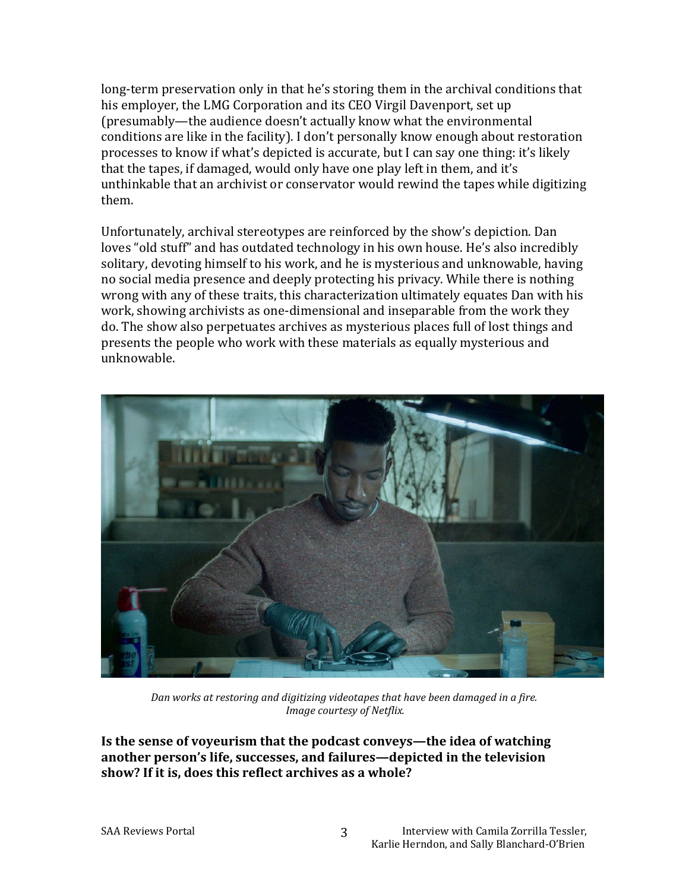long-term preservation only in that he's storing them in the archival conditions that his employer, the LMG Corporation and its CEO Virgil Davenport, set up (presumably—the audience doesn't actually know what the environmental conditions are like in the facility). I don't personally know enough about restoration processes to know if what's depicted is accurate, but I can say one thing: it's likely that the tapes, if damaged, would only have one play left in them, and it's unthinkable that an archivist or conservator would rewind the tapes while digitizing them.

Unfortunately, archival stereotypes are reinforced by the show's depiction. Dan loves "old stuff" and has outdated technology in his own house. He's also incredibly solitary, devoting himself to his work, and he is mysterious and unknowable, having no social media presence and deeply protecting his privacy. While there is nothing wrong with any of these traits, this characterization ultimately equates Dan with his work, showing archivists as one-dimensional and inseparable from the work they do. The show also perpetuates archives as mysterious places full of lost things and presents the people who work with these materials as equally mysterious and unknowable.

*Dan works at restoring and digitizing videotapes that have been damaged in a fire. Image courtesy of Netflix.*

**Is the sense of voyeurism that the podcast conveys—the idea of watching another person's life, successes, and failures—depicted in the television show? If it is, does this reflect archives as a whole?**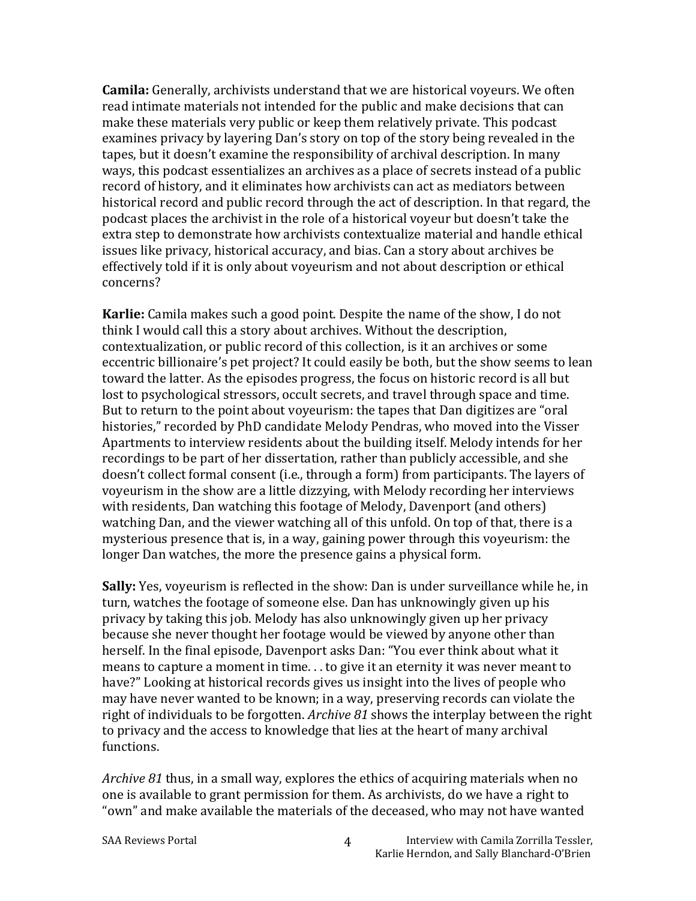**Camila:** Generally, archivists understand that we are historical voyeurs. We often read intimate materials not intended for the public and make decisions that can make these materials very public or keep them relatively private. This podcast examines privacy by layering Dan's story on top of the story being revealed in the tapes, but it doesn't examine the responsibility of archival description. In many ways, this podcast essentializes an archives as a place of secrets instead of a public record of history, and it eliminates how archivists can act as mediators between historical record and public record through the act of description. In that regard, the podcast places the archivist in the role of a historical voyeur but doesn't take the extra step to demonstrate how archivists contextualize material and handle ethical issues like privacy, historical accuracy, and bias. Can a story about archives be effectively told if it is only about voyeurism and not about description or ethical concerns?

**Karlie:** Camila makes such a good point. Despite the name of the show, I do not think I would call this a story about archives. Without the description, contextualization, or public record of this collection, is it an archives or some eccentric billionaire's pet project? It could easily be both, but the show seems to lean toward the latter. As the episodes progress, the focus on historic record is all but lost to psychological stressors, occult secrets, and travel through space and time. But to return to the point about voyeurism: the tapes that Dan digitizes are "oral histories," recorded by PhD candidate Melody Pendras, who moved into the Visser Apartments to interview residents about the building itself. Melody intends for her recordings to be part of her dissertation, rather than publicly accessible, and she doesn't collect formal consent (i.e., through a form) from participants. The layers of voyeurism in the show are a little dizzying, with Melody recording her interviews with residents, Dan watching this footage of Melody, Davenport (and others) watching Dan, and the viewer watching all of this unfold. On top of that, there is a mysterious presence that is, in a way, gaining power through this voyeurism: the longer Dan watches, the more the presence gains a physical form.

**Sally:** Yes, voyeurism is reflected in the show: Dan is under surveillance while he, in turn, watches the footage of someone else. Dan has unknowingly given up his privacy by taking this job. Melody has also unknowingly given up her privacy because she never thought her footage would be viewed by anyone other than herself. In the final episode, Davenport asks Dan: "You ever think about what it means to capture a moment in time. . . to give it an eternity it was never meant to have?" Looking at historical records gives us insight into the lives of people who may have never wanted to be known; in a way, preserving records can violate the right of individuals to be forgotten. *Archive 81* shows the interplay between the right to privacy and the access to knowledge that lies at the heart of many archival functions.

*Archive 81* thus, in a small way, explores the ethics of acquiring materials when no one is available to grant permission for them. As archivists, do we have a right to "own" and make available the materials of the deceased, who may not have wanted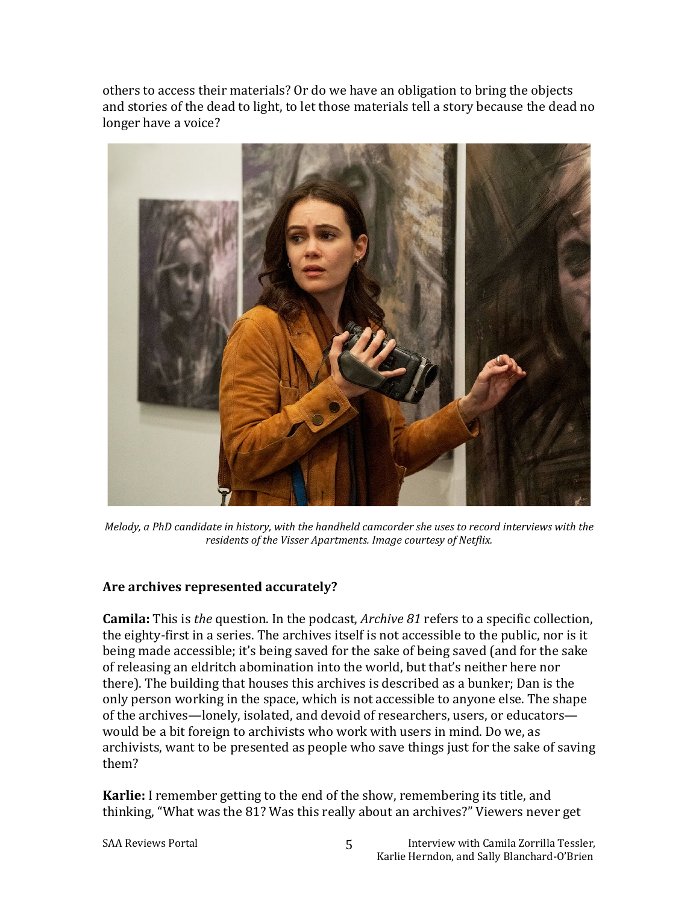others to access their materials? Or do we have an obligation to bring the objects and stories of the dead to light, to let those materials tell a story because the dead no longer have a voice?

*Melody, a PhD candidate in history, with the handheld camcorder she uses to record interviews with the residents of the Visser Apartments. Image courtesy of Netflix.*

### Are archives represented accurately?

**Camila:** This is *the* question. In the podcast, *Archive 81* refers to a specific collection, the eighty-first in a series. The archives itself is not accessible to the public, nor is it being made accessible; it's being saved for the sake of being saved (and for the sake of releasing an eldritch abomination into the world, but that's neither here nor there). The building that houses this archives is described as a bunker; Dan is the only person working in the space, which is not accessible to anyone else. The shape of the archives—lonely, isolated, and devoid of researchers, users, or educators—would be a bit foreign to archivists who work with users in mind. Do we, as archivists, want to be presented as people who save things just for the sake of saving them?

**Karlie:** I remember getting to the end of the show, remembering its title, and thinking, "What was the 81? Was this really about an archives?" Viewers never get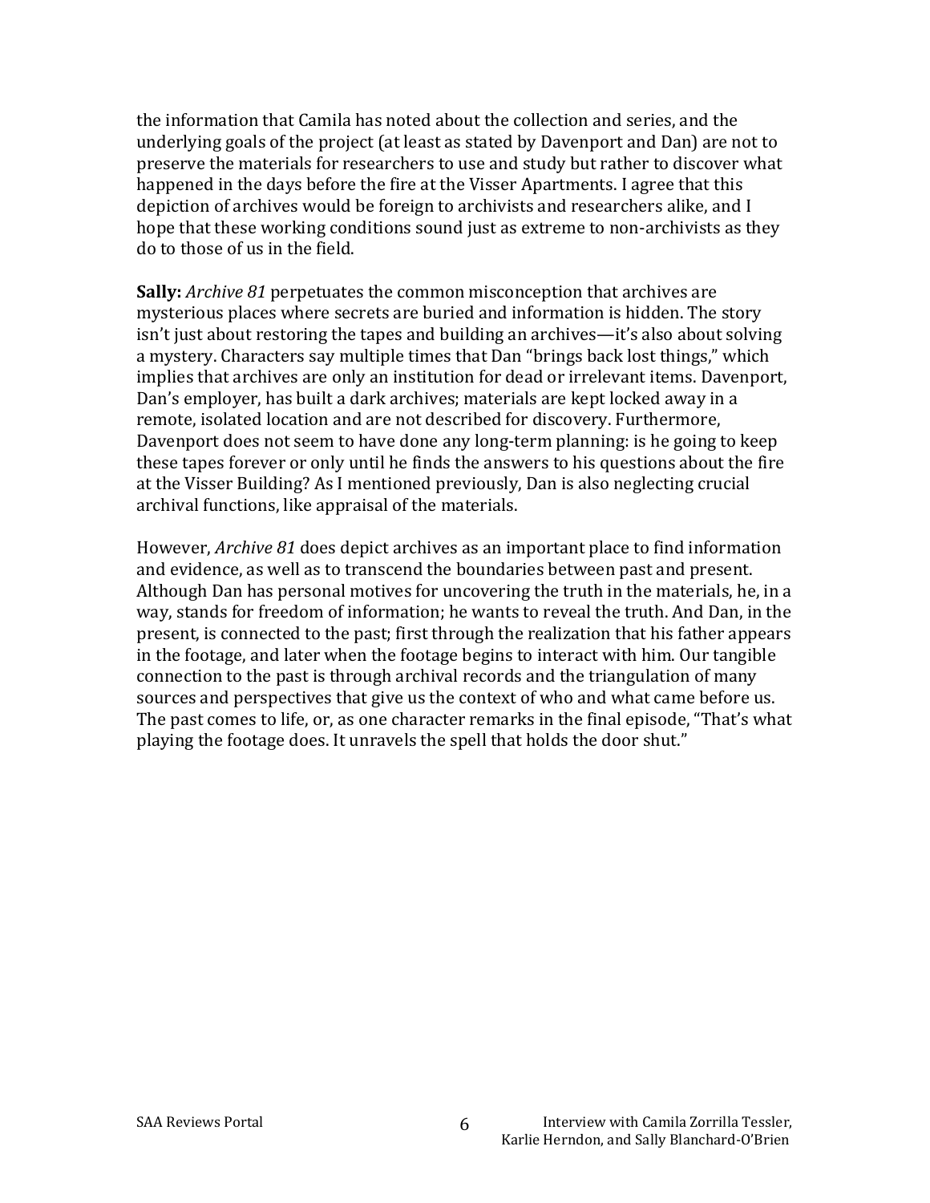the information that Camila has noted about the collection and series, and the underlying goals of the project (at least as stated by Davenport and Dan) are not to preserve the materials for researchers to use and study but rather to discover what happened in the days before the fire at the Visser Apartments. I agree that this depiction of archives would be foreign to archivists and researchers alike, and I hope that these working conditions sound just as extreme to non-archivists as they do to those of us in the field.

**Sally:** *Archive 81* perpetuates the common misconception that archives are mysterious places where secrets are buried and information is hidden. The story isn't just about restoring the tapes and building an archives—it's also about solving a mystery. Characters say multiple times that Dan "brings back lost things," which implies that archives are only an institution for dead or irrelevant items. Davenport, Dan's employer, has built a dark archives; materials are kept locked away in a remote, isolated location and are not described for discovery. Furthermore, Davenport does not seem to have done any long-term planning: is he going to keep these tapes forever or only until he finds the answers to his questions about the fire at the Visser Building? As I mentioned previously, Dan is also neglecting crucial archival functions, like appraisal of the materials.

However, *Archive 81* does depict archives as an important place to find information and evidence, as well as to transcend the boundaries between past and present. Although Dan has personal motives for uncovering the truth in the materials, he, in a way, stands for freedom of information; he wants to reveal the truth. And Dan, in the present, is connected to the past; first through the realization that his father appears in the footage, and later when the footage begins to interact with him. Our tangible connection to the past is through archival records and the triangulation of many sources and perspectives that give us the context of who and what came before us. The past comes to life, or, as one character remarks in the final episode, "That's what playing the footage does. It unravels the spell that holds the door shut."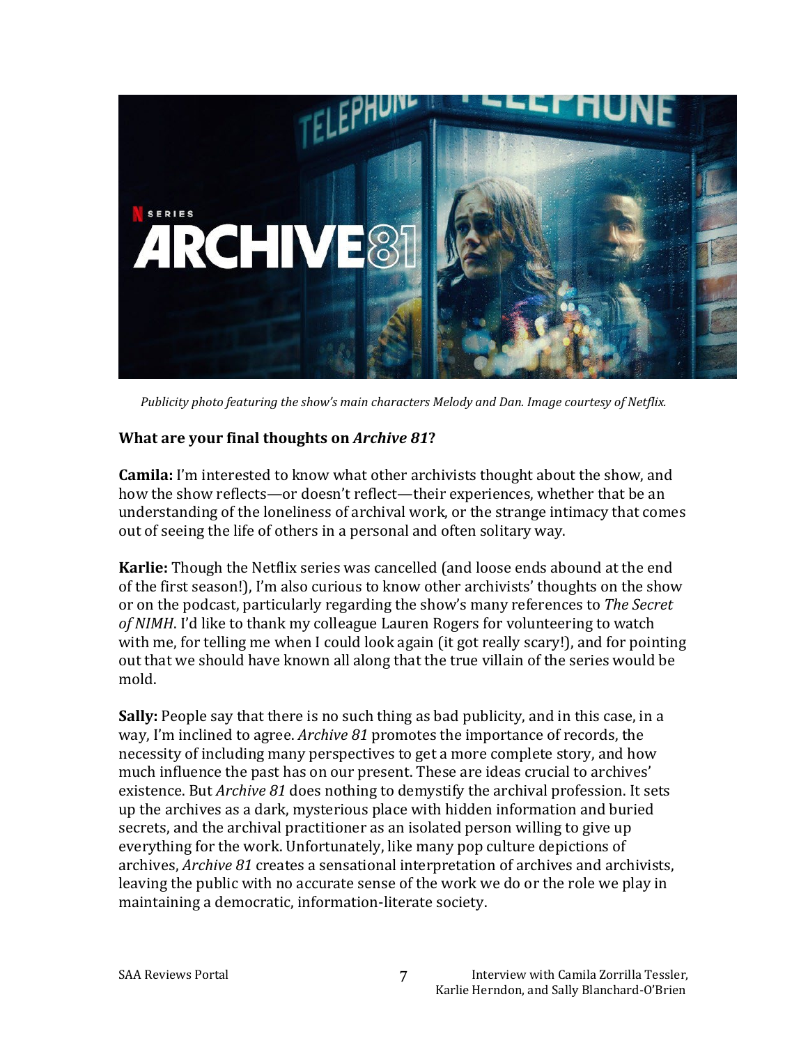*Publicity photo featuring the show's main characters Melody and Dan. Image courtesy of Netflix.*

**What are your final thoughts on *Archive 81*?**

**Camila:** I'm interested to know what other archivists thought about the show, and how the show reflects—or doesn't reflect—their experiences, whether that be an understanding of the loneliness of archival work, or the strange intimacy that comes out of seeing the life of others in a personal and often solitary way.

**Karlie:** Though the Netflix series was cancelled (and loose ends abound at the end of the first season!), I'm also curious to know other archivists' thoughts on the show or on the podcast, particularly regarding the show's many references to *The Secret of NIMH*. I'd like to thank my colleague Lauren Rogers for volunteering to watch with me, for telling me when I could look again (it got really scary!), and for pointing out that we should have known all along that the true villain of the series would be mold.

**Sally:** People say that there is no such thing as bad publicity, and in this case, in a way, I'm inclined to agree. *Archive 81* promotes the importance of records, the necessity of including many perspectives to get a more complete story, and how much influence the past has on our present. These are ideas crucial to archives' existence. But *Archive 81* does nothing to demystify the archival profession. It sets up the archives as a dark, mysterious place with hidden information and buried secrets, and the archival practitioner as an isolated person willing to give up everything for the work. Unfortunately, like many pop culture depictions of archives, *Archive 81* creates a sensational interpretation of archives and archivists, leaving the public with no accurate sense of the work we do or the role we play in maintaining a democratic, information-literate society.